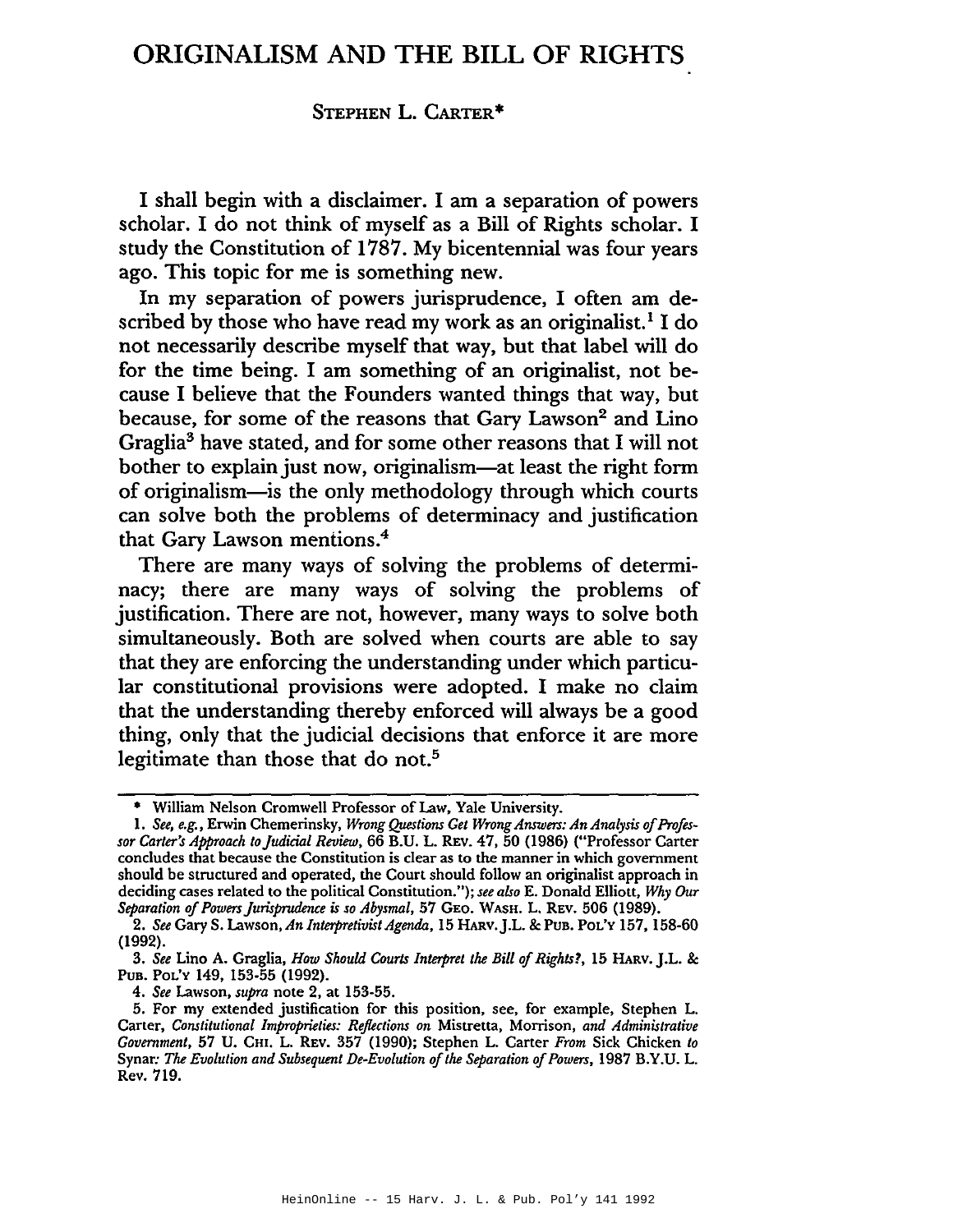# ORIGINALISM AND THE BILL OF RIGHTS

STEPHEN L. CARTER*

I shall begin with a disclaimer. I am a separation of powers scholar. I do not think of myself as a Bill of Rights scholar. I study the Constitution of 1787. My bicentennial was four years ago. This topic for me is something new.

In my separation of powers jurisprudence, I often am described by those who have read my work as an originalist.[1] I do not necessarily describe myself that way, but that label will do for the time being. I am something of an originalist, not because I believe that the Founders wanted things that way, but because, for some of the reasons that Gary Lawson[2] and Lino Graglia[3] have stated, and for some other reasons that I will not bother to explain just now, originalism—at least the right form of originalism—is the only methodology through which courts can solve both the problems of determinacy and justification that Gary Lawson mentions.[4]

There are many ways of solving the problems of determinacy; there are many ways of solving the problems of justification. There are not, however, many ways to solve both simultaneously. Both are solved when courts are able to say that they are enforcing the understanding under which particular constitutional provisions were adopted. I make no claim that the understanding thereby enforced will always be a good thing, only that the judicial decisions that enforce it are more legitimate than those that do not.[5]

---

\* William Nelson Cromwell Professor of Law, Yale University.

1. *See, e.g.*, Erwin Chemerinsky, *Wrong Questions Get Wrong Answers: An Analysis of Professor Carter's Approach to Judicial Review*, 66 B.U. L. REV. 47, 50 (1986) ("Professor Carter concludes that because the Constitution is clear as to the manner in which government should be structured and operated, the Court should follow an originalist approach in deciding cases related to the political Constitution."); *see also* E. Donald Elliott, *Why Our Separation of Powers Jurisprudence is so Abysmal*, 57 GEO. WASH. L. REV. 506 (1989).

2. *See* Gary S. Lawson, *An Interpretivist Agenda*, 15 HARV. J.L. & PUB. POL'Y 157, 158-60 (1992).

3. *See* Lino A. Graglia, *How Should Courts Interpret the Bill of Rights?*, 15 HARV. J.L. & PUB. POL'Y 149, 153-55 (1992).

4. *See* Lawson, *supra* note 2, at 153-55.

5. For my extended justification for this position, see, for example, Stephen L. Carter, *Constitutional Improprieties: Reflections on* Mistretta, Morrison, *and Administrative Government*, 57 U. CHI. L. REV. 357 (1990); Stephen L. Carter *From* Sick Chicken *to* Synar*: The Evolution and Subsequent De-Evolution of the Separation of Powers*, 1987 B.Y.U. L. Rev. 719.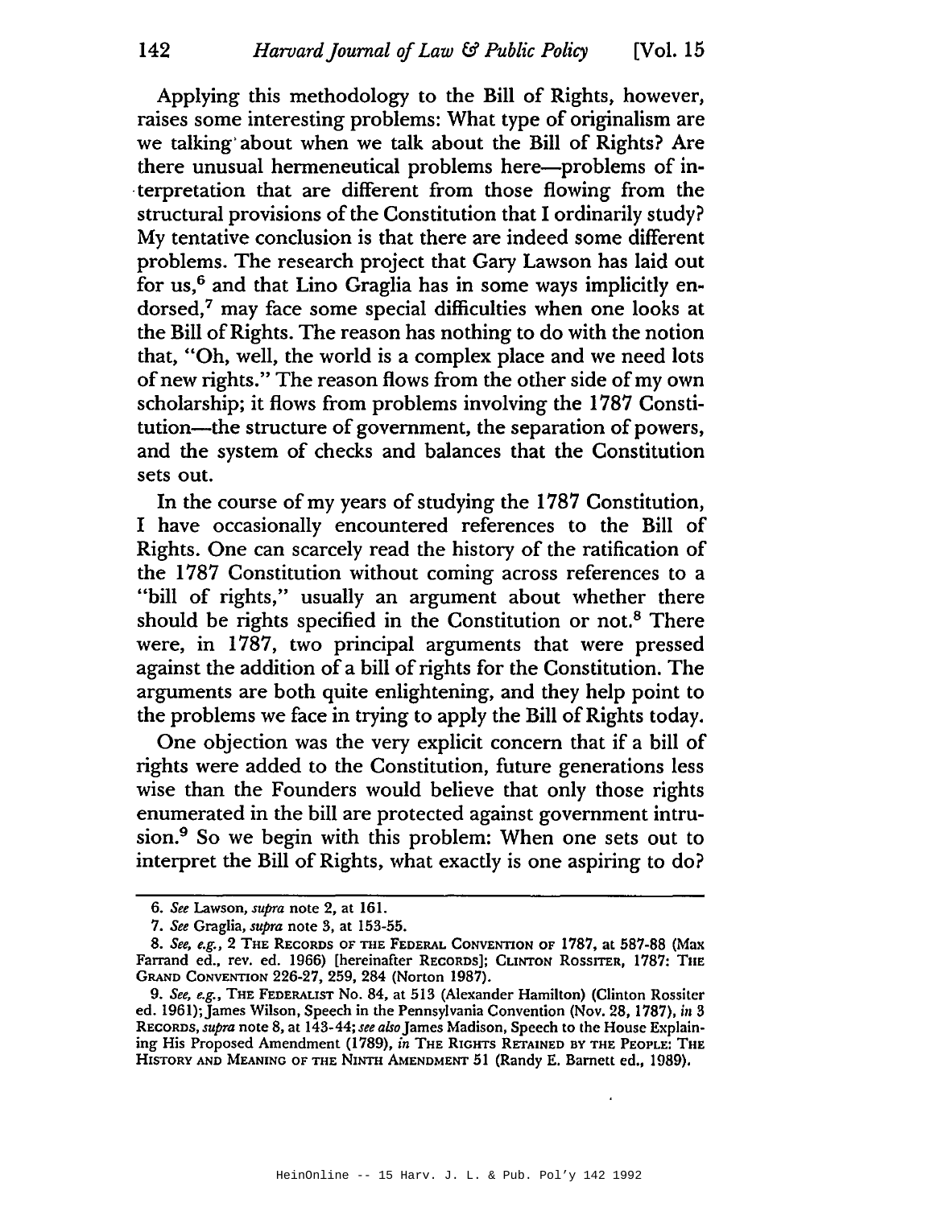Applying this methodology to the Bill of Rights, however, raises some interesting problems: What type of originalism are we talking about when we talk about the Bill of Rights? Are there unusual hermeneutical problems here—problems of interpretation that are different from those flowing from the structural provisions of the Constitution that I ordinarily study? My tentative conclusion is that there are indeed some different problems. The research project that Gary Lawson has laid out for us,[6] and that Lino Graglia has in some ways implicitly endorsed,[7] may face some special difficulties when one looks at the Bill of Rights. The reason has nothing to do with the notion that, "Oh, well, the world is a complex place and we need lots of new rights." The reason flows from the other side of my own scholarship; it flows from problems involving the 1787 Constitution—the structure of government, the separation of powers, and the system of checks and balances that the Constitution sets out.

In the course of my years of studying the 1787 Constitution, I have occasionally encountered references to the Bill of Rights. One can scarcely read the history of the ratification of the 1787 Constitution without coming across references to a "bill of rights," usually an argument about whether there should be rights specified in the Constitution or not.[8] There were, in 1787, two principal arguments that were pressed against the addition of a bill of rights for the Constitution. The arguments are both quite enlightening, and they help point to the problems we face in trying to apply the Bill of Rights today.

One objection was the very explicit concern that if a bill of rights were added to the Constitution, future generations less wise than the Founders would believe that only those rights enumerated in the bill are protected against government intrusion.[9] So we begin with this problem: When one sets out to interpret the Bill of Rights, what exactly is one aspiring to do?

---

6. *See* Lawson, *supra* note 2, at 161.

7. *See* Graglia, *supra* note 3, at 153-55.

8. *See, e.g.*, 2 THE RECORDS OF THE FEDERAL CONVENTION OF 1787, at 587-88 (Max Farrand ed., rev. ed. 1966) [hereinafter RECORDS]; CLINTON ROSSITER, 1787: THE GRAND CONVENTION 226-27, 259, 284 (Norton 1987).

9. *See, e.g.*, THE FEDERALIST No. 84, at 513 (Alexander Hamilton) (Clinton Rossiter ed. 1961); James Wilson, Speech in the Pennsylvania Convention (Nov. 28, 1787), *in* 3 RECORDS, *supra* note 8, at 143-44; *see also* James Madison, Speech to the House Explaining His Proposed Amendment (1789), *in* THE RIGHTS RETAINED BY THE PEOPLE: THE HISTORY AND MEANING OF THE NINTH AMENDMENT 51 (Randy E. Barnett ed., 1989).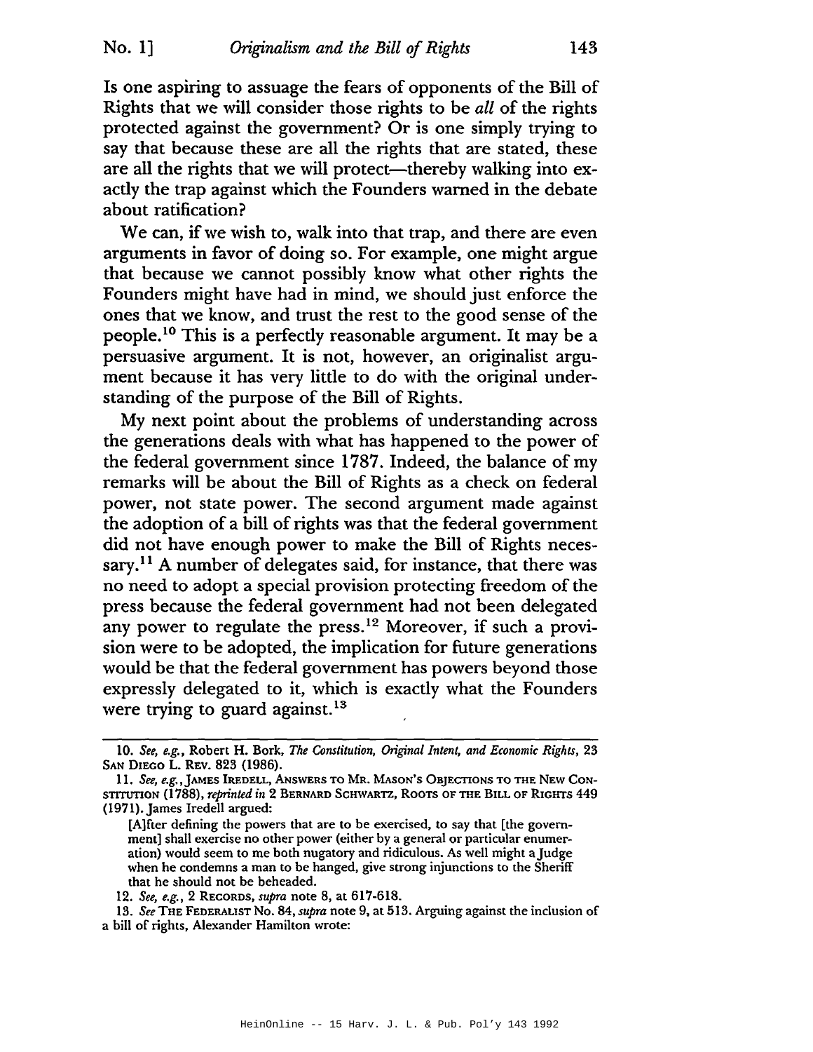Is one aspiring to assuage the fears of opponents of the Bill of Rights that we will consider those rights to be *all* of the rights protected against the government? Or is one simply trying to say that because these are all the rights that are stated, these are all the rights that we will protect—thereby walking into exactly the trap against which the Founders warned in the debate about ratification?

We can, if we wish to, walk into that trap, and there are even arguments in favor of doing so. For example, one might argue that because we cannot possibly know what other rights the Founders might have had in mind, we should just enforce the ones that we know, and trust the rest to the good sense of the people.[10] This is a perfectly reasonable argument. It may be a persuasive argument. It is not, however, an originalist argument because it has very little to do with the original understanding of the purpose of the Bill of Rights.

My next point about the problems of understanding across the generations deals with what has happened to the power of the federal government since 1787. Indeed, the balance of my remarks will be about the Bill of Rights as a check on federal power, not state power. The second argument made against the adoption of a bill of rights was that the federal government did not have enough power to make the Bill of Rights necessary.[11] A number of delegates said, for instance, that there was no need to adopt a special provision protecting freedom of the press because the federal government had not been delegated any power to regulate the press.[12] Moreover, if such a provision were to be adopted, the implication for future generations would be that the federal government has powers beyond those expressly delegated to it, which is exactly what the Founders were trying to guard against.[13]

---

10. *See, e.g.*, Robert H. Bork, *The Constitution, Original Intent, and Economic Rights*, 23 SAN DIEGO L. REV. 823 (1986).

11. *See, e.g.*, JAMES IREDELL, ANSWERS TO MR. MASON'S OBJECTIONS TO THE NEW CONSTITUTION (1788), *reprinted in* 2 BERNARD SCHWARTZ, ROOTS OF THE BILL OF RIGHTS 449 (1971). James Iredell argued:

> [A]fter defining the powers that are to be exercised, to say that [the government] shall exercise no other power (either by a general or particular enumeration) would seem to me both nugatory and ridiculous. As well might a Judge when he condemns a man to be hanged, give strong injunctions to the Sheriff that he should not be beheaded.

12. *See, e.g.*, 2 RECORDS, *supra* note 8, at 617-618.

13. *See* THE FEDERALIST No. 84, *supra* note 9, at 513. Arguing against the inclusion of a bill of rights, Alexander Hamilton wrote: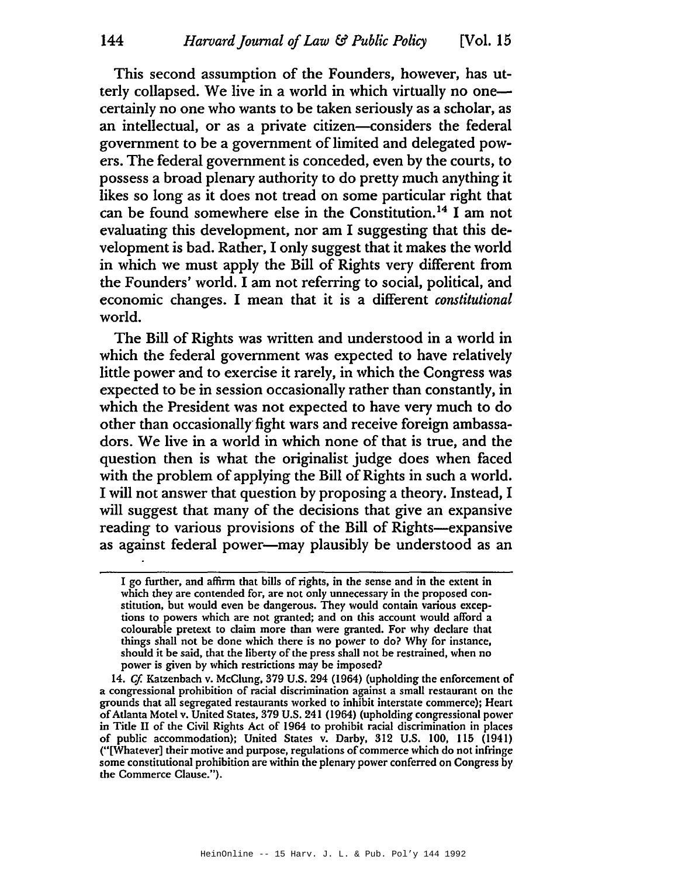This second assumption of the Founders, however, has utterly collapsed. We live in a world in which virtually no one—certainly no one who wants to be taken seriously as a scholar, as an intellectual, or as a private citizen—considers the federal government to be a government of limited and delegated powers. The federal government is conceded, even by the courts, to possess a broad plenary authority to do pretty much anything it likes so long as it does not tread on some particular right that can be found somewhere else in the Constitution.[14] I am not evaluating this development, nor am I suggesting that this development is bad. Rather, I only suggest that it makes the world in which we must apply the Bill of Rights very different from the Founders' world. I am not referring to social, political, and economic changes. I mean that it is a different *constitutional* world.

The Bill of Rights was written and understood in a world in which the federal government was expected to have relatively little power and to exercise it rarely, in which the Congress was expected to be in session occasionally rather than constantly, in which the President was not expected to have very much to do other than occasionally fight wars and receive foreign ambassadors. We live in a world in which none of that is true, and the question then is what the originalist judge does when faced with the problem of applying the Bill of Rights in such a world. I will not answer that question by proposing a theory. Instead, I will suggest that many of the decisions that give an expansive reading to various provisions of the Bill of Rights—expansive as against federal power—may plausibly be understood as an

---

> I go further, and affirm that bills of rights, in the sense and in the extent in which they are contended for, are not only unnecessary in the proposed constitution, but would even be dangerous. They would contain various exceptions to powers which are not granted; and on this account would afford a colourable pretext to claim more than were granted. For why declare that things shall not be done which there is no power to do? Why for instance, should it be said, that the liberty of the press shall not be restrained, when no power is given by which restrictions may be imposed?

14. *Cf.* Katzenbach v. McClung, 379 U.S. 294 (1964) (upholding the enforcement of a congressional prohibition of racial discrimination against a small restaurant on the grounds that all segregated restaurants worked to inhibit interstate commerce); Heart of Atlanta Motel v. United States, 379 U.S. 241 (1964) (upholding congressional power in Title II of the Civil Rights Act of 1964 to prohibit racial discrimination in places of public accommodation); United States v. Darby, 312 U.S. 100, 115 (1941) ("[Whatever] their motive and purpose, regulations of commerce which do not infringe some constitutional prohibition are within the plenary power conferred on Congress by the Commerce Clause.").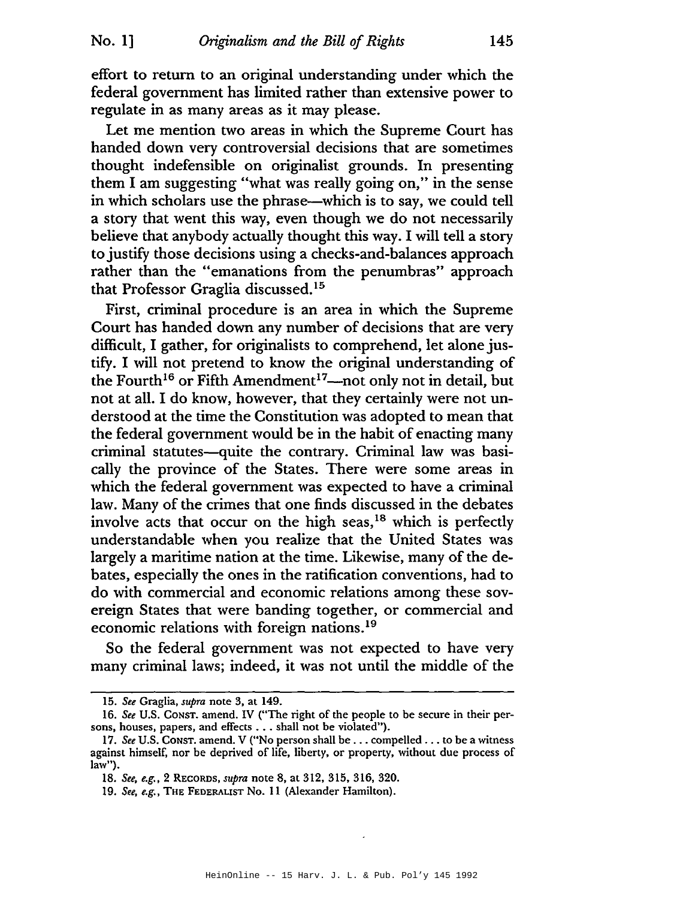effort to return to an original understanding under which the federal government has limited rather than extensive power to regulate in as many areas as it may please.

Let me mention two areas in which the Supreme Court has handed down very controversial decisions that are sometimes thought indefensible on originalist grounds. In presenting them I am suggesting "what was really going on," in the sense in which scholars use the phrase—which is to say, we could tell a story that went this way, even though we do not necessarily believe that anybody actually thought this way. I will tell a story to justify those decisions using a checks-and-balances approach rather than the "emanations from the penumbras" approach that Professor Graglia discussed.[15]

First, criminal procedure is an area in which the Supreme Court has handed down any number of decisions that are very difficult, I gather, for originalists to comprehend, let alone justify. I will not pretend to know the original understanding of the Fourth[16] or Fifth Amendment[17]—not only not in detail, but not at all. I do know, however, that they certainly were not understood at the time the Constitution was adopted to mean that the federal government would be in the habit of enacting many criminal statutes—quite the contrary. Criminal law was basically the province of the States. There were some areas in which the federal government was expected to have a criminal law. Many of the crimes that one finds discussed in the debates involve acts that occur on the high seas,[18] which is perfectly understandable when you realize that the United States was largely a maritime nation at the time. Likewise, many of the debates, especially the ones in the ratification conventions, had to do with commercial and economic relations among these sovereign States that were banding together, or commercial and economic relations with foreign nations.[19]

So the federal government was not expected to have very many criminal laws; indeed, it was not until the middle of the

---

15. *See* Graglia, *supra* note 3, at 149.

16. *See* U.S. CONST. amend. IV ("The right of the people to be secure in their persons, houses, papers, and effects . . . shall not be violated").

17. *See* U.S. CONST. amend. V ("No person shall be . . . compelled . . . to be a witness against himself, nor be deprived of life, liberty, or property, without due process of law").

18. *See, e.g.*, 2 RECORDS, *supra* note 8, at 312, 315, 316, 320.

19. *See, e.g.*, THE FEDERALIST No. 11 (Alexander Hamilton).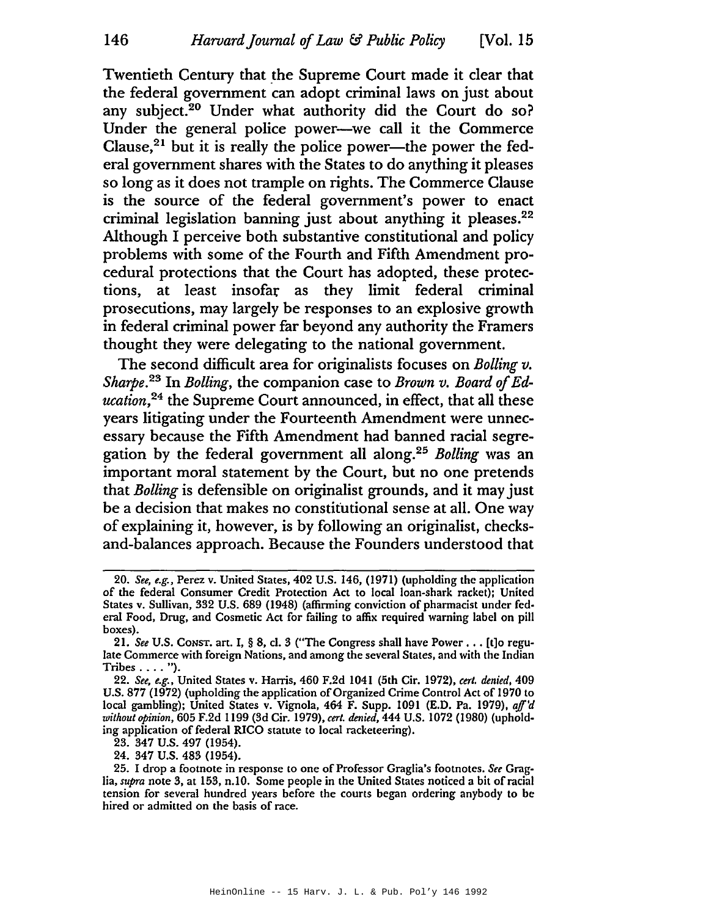Twentieth Century that the Supreme Court made it clear that the federal government can adopt criminal laws on just about any subject.[20] Under what authority did the Court do so? Under the general police power—we call it the Commerce Clause,[21] but it is really the police power—the power the federal government shares with the States to do anything it pleases so long as it does not trample on rights. The Commerce Clause is the source of the federal government's power to enact criminal legislation banning just about anything it pleases.[22] Although I perceive both substantive constitutional and policy problems with some of the Fourth and Fifth Amendment procedural protections that the Court has adopted, these protections, at least insofar as they limit federal criminal prosecutions, may largely be responses to an explosive growth in federal criminal power far beyond any authority the Framers thought they were delegating to the national government.

The second difficult area for originalists focuses on *Bolling v. Sharpe*.[23] In *Bolling*, the companion case to *Brown v. Board of Education*,[24] the Supreme Court announced, in effect, that all these years litigating under the Fourteenth Amendment were unnecessary because the Fifth Amendment had banned racial segregation by the federal government all along.[25] *Bolling* was an important moral statement by the Court, but no one pretends that *Bolling* is defensible on originalist grounds, and it may just be a decision that makes no constitutional sense at all. One way of explaining it, however, is by following an originalist, checks-and-balances approach. Because the Founders understood that

---

20. *See, e.g.*, Perez v. United States, 402 U.S. 146, (1971) (upholding the application of the federal Consumer Credit Protection Act to local loan-shark racket); United States v. Sullivan, 332 U.S. 689 (1948) (affirming conviction of pharmacist under federal Food, Drug, and Cosmetic Act for failing to affix required warning label on pill boxes).

21. *See* U.S. CONST. art. I, § 8, cl. 3 ("The Congress shall have Power . . . [t]o regulate Commerce with foreign Nations, and among the several States, and with the Indian Tribes . . . . ").

22. *See, e.g.*, United States v. Harris, 460 F.2d 1041 (5th Cir. 1972), *cert. denied*, 409 U.S. 877 (1972) (upholding the application of Organized Crime Control Act of 1970 to local gambling); United States v. Vignola, 464 F. Supp. 1091 (E.D. Pa. 1979), *aff'd without opinion*, 605 F.2d 1199 (3d Cir. 1979), *cert. denied*, 444 U.S. 1072 (1980) (upholding application of federal RICO statute to local racketeering).

23. 347 U.S. 497 (1954).

24. 347 U.S. 483 (1954).

25. I drop a footnote in response to one of Professor Graglia's footnotes. *See* Graglia, *supra* note 3, at 153, n.10. Some people in the United States noticed a bit of racial tension for several hundred years before the courts began ordering anybody to be hired or admitted on the basis of race.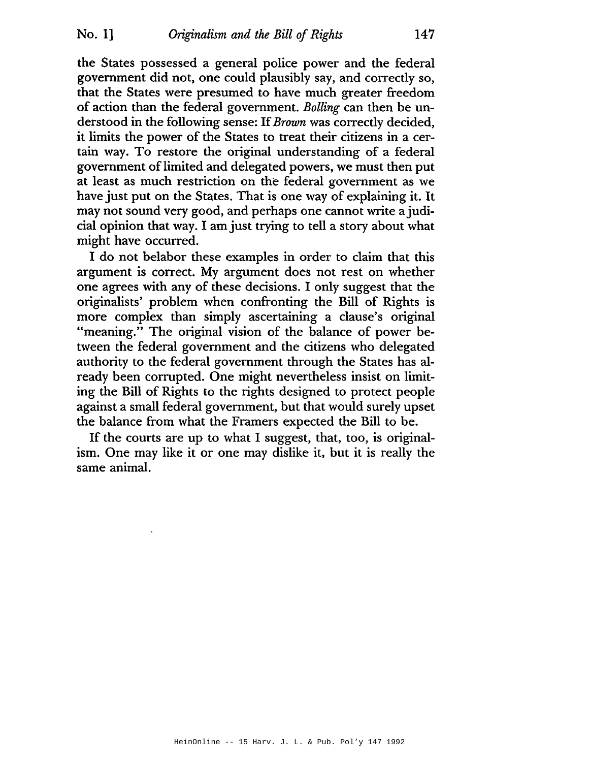the States possessed a general police power and the federal government did not, one could plausibly say, and correctly so, that the States were presumed to have much greater freedom of action than the federal government. *Bolling* can then be understood in the following sense: If *Brown* was correctly decided, it limits the power of the States to treat their citizens in a certain way. To restore the original understanding of a federal government of limited and delegated powers, we must then put at least as much restriction on the federal government as we have just put on the States. That is one way of explaining it. It may not sound very good, and perhaps one cannot write a judicial opinion that way. I am just trying to tell a story about what might have occurred.

I do not belabor these examples in order to claim that this argument is correct. My argument does not rest on whether one agrees with any of these decisions. I only suggest that the originalists' problem when confronting the Bill of Rights is more complex than simply ascertaining a clause's original "meaning." The original vision of the balance of power between the federal government and the citizens who delegated authority to the federal government through the States has already been corrupted. One might nevertheless insist on limiting the Bill of Rights to the rights designed to protect people against a small federal government, but that would surely upset the balance from what the Framers expected the Bill to be.

If the courts are up to what I suggest, that, too, is originalism. One may like it or one may dislike it, but it is really the same animal.